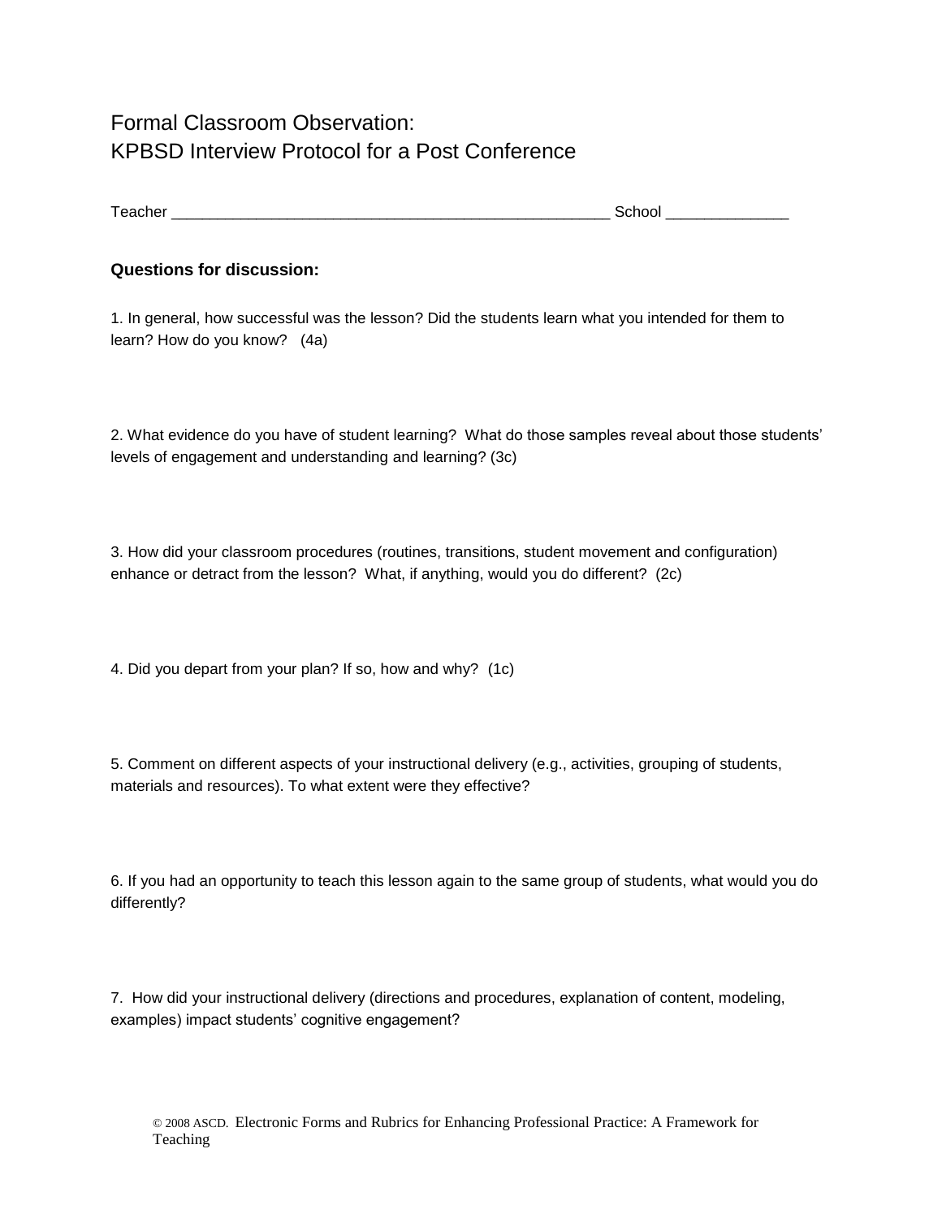# Formal Classroom Observation:
# KPBSD Interview Protocol for a Post Conference

Teacher ______________________________________________________ School ______________

**Questions for discussion:**

1. In general, how successful was the lesson? Did the students learn what you intended for them to learn? How do you know? (4a)

2. What evidence do you have of student learning? What do those samples reveal about those students' levels of engagement and understanding and learning? (3c)

3. How did your classroom procedures (routines, transitions, student movement and configuration) enhance or detract from the lesson? What, if anything, would you do different? (2c)

4. Did you depart from your plan? If so, how and why? (1c)

5. Comment on different aspects of your instructional delivery (e.g., activities, grouping of students, materials and resources). To what extent were they effective?

6. If you had an opportunity to teach this lesson again to the same group of students, what would you do differently?

7. How did your instructional delivery (directions and procedures, explanation of content, modeling, examples) impact students' cognitive engagement?

© 2008 ASCD. Electronic Forms and Rubrics for Enhancing Professional Practice: A Framework for Teaching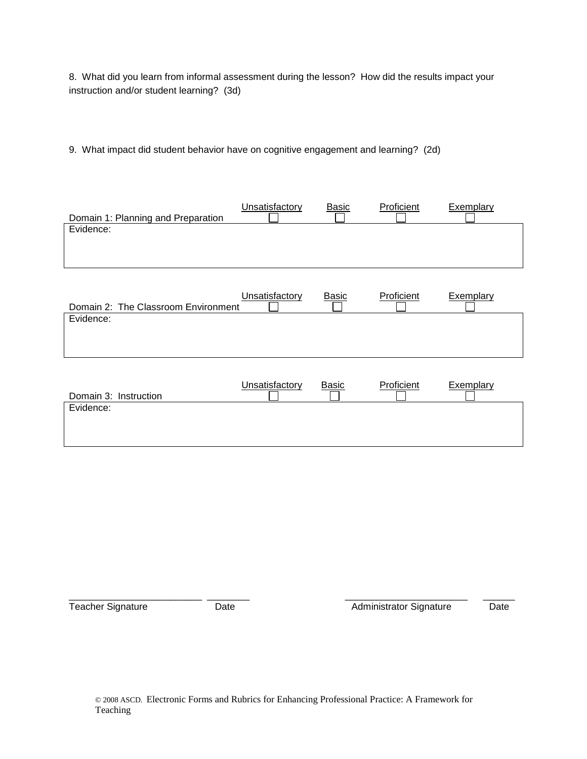8. What did you learn from informal assessment during the lesson? How did the results impact your instruction and/or student learning? (3d)

9. What impact did student behavior have on cognitive engagement and learning? (2d)

| | Unsatisfactory | Basic | Proficient | Exemplary |
|---|---|---|---|---|
| Domain 1: Planning and Preparation | ☐ | ☐ | ☐ | ☐ |

Evidence:

| | Unsatisfactory | Basic | Proficient | Exemplary |
|---|---|---|---|---|
| Domain 2: The Classroom Environment | ☐ | ☐ | ☐ | ☐ |

Evidence:

| | Unsatisfactory | Basic | Proficient | Exemplary |
|---|---|---|---|---|
| Domain 3: Instruction | ☐ | ☐ | ☐ | ☐ |

Evidence:

_________________________ ________
Teacher Signature Date

_______________________ ______
Administrator Signature Date

© 2008 ASCD. Electronic Forms and Rubrics for Enhancing Professional Practice: A Framework for Teaching